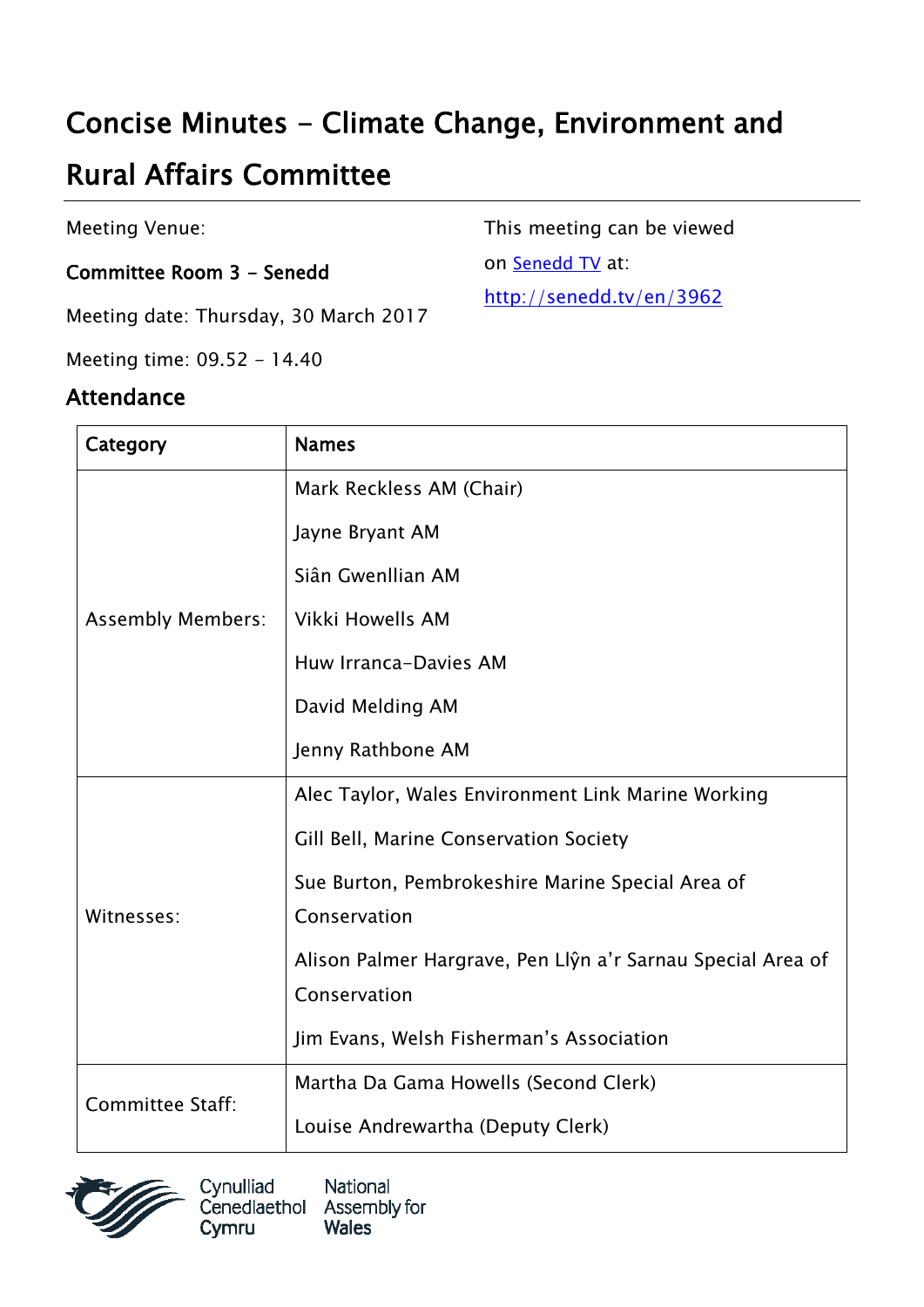# Concise Minutes - Climate Change, Environment and Rural Affairs Committee

Meeting Venue:

**Committee Room 3 - Senedd**

Meeting date: Thursday, 30 March 2017

Meeting time: 09.52 - 14.40

This meeting can be viewed on [Senedd TV](http://senedd.tv/en/3962) at:
http://senedd.tv/en/3962

## Attendance

| Category | Names |
|---|---|
| Assembly Members: | Mark Reckless AM (Chair)<br>Jayne Bryant AM<br>Siân Gwenllian AM<br>Vikki Howells AM<br>Huw Irranca-Davies AM<br>David Melding AM<br>Jenny Rathbone AM |
| Witnesses: | Alec Taylor, Wales Environment Link Marine Working<br>Gill Bell, Marine Conservation Society<br>Sue Burton, Pembrokeshire Marine Special Area of Conservation<br>Alison Palmer Hargrave, Pen Llŷn a'r Sarnau Special Area of Conservation<br>Jim Evans, Welsh Fisherman's Association |
| Committee Staff: | Martha Da Gama Howells (Second Clerk)<br>Louise Andrewartha (Deputy Clerk) |

Cynulliad Cenedlaethol Cymru
National Assembly for Wales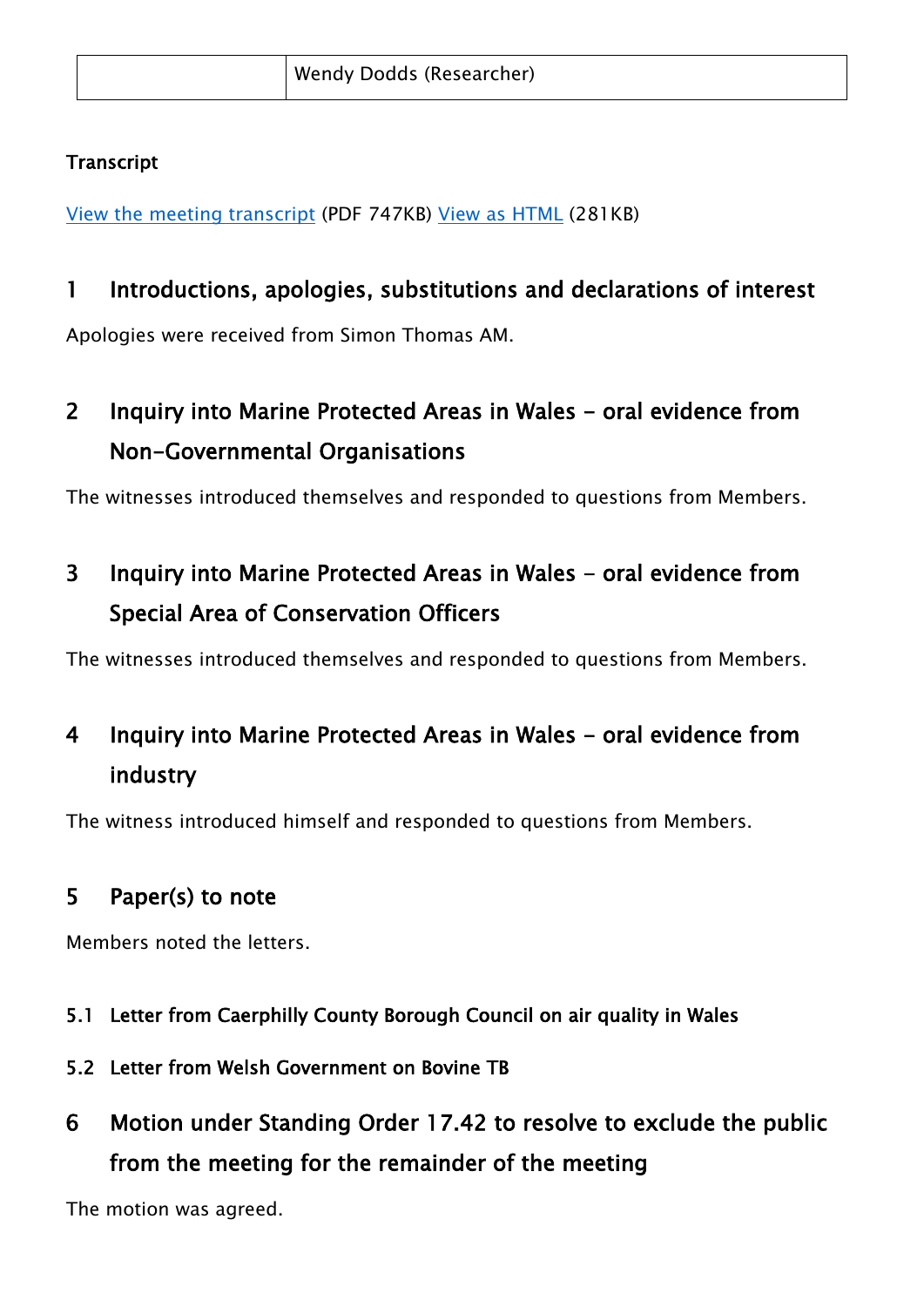|  | Wendy Dodds (Researcher) |
| --- | --- |

**Transcript**

[View the meeting transcript](#) (PDF 747KB) [View as HTML](#) (281KB)

## 1 Introductions, apologies, substitutions and declarations of interest

Apologies were received from Simon Thomas AM.

## 2 Inquiry into Marine Protected Areas in Wales - oral evidence from Non-Governmental Organisations

The witnesses introduced themselves and responded to questions from Members.

## 3 Inquiry into Marine Protected Areas in Wales - oral evidence from Special Area of Conservation Officers

The witnesses introduced themselves and responded to questions from Members.

## 4 Inquiry into Marine Protected Areas in Wales - oral evidence from industry

The witness introduced himself and responded to questions from Members.

## 5 Paper(s) to note

Members noted the letters.

### 5.1 Letter from Caerphilly County Borough Council on air quality in Wales

### 5.2 Letter from Welsh Government on Bovine TB

## 6 Motion under Standing Order 17.42 to resolve to exclude the public from the meeting for the remainder of the meeting

The motion was agreed.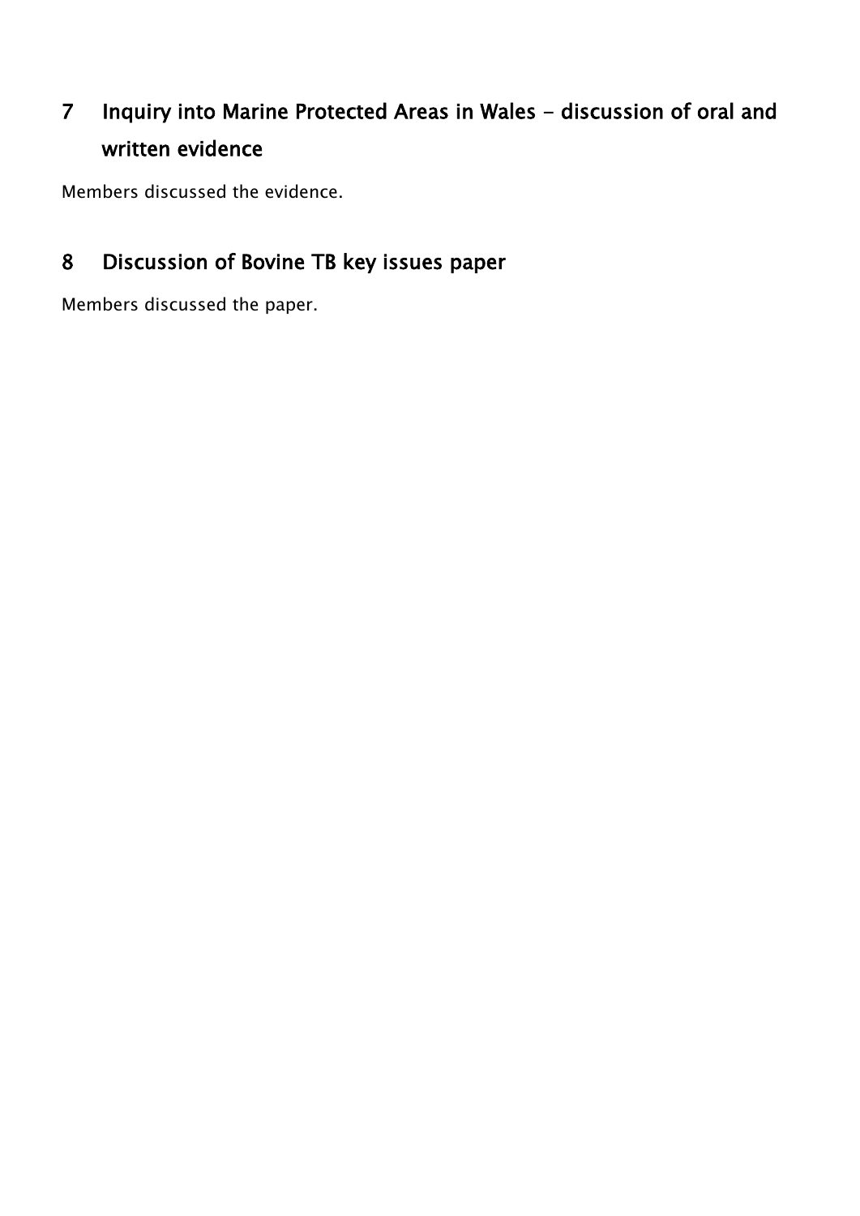## 7 Inquiry into Marine Protected Areas in Wales - discussion of oral and written evidence

Members discussed the evidence.

## 8 Discussion of Bovine TB key issues paper

Members discussed the paper.